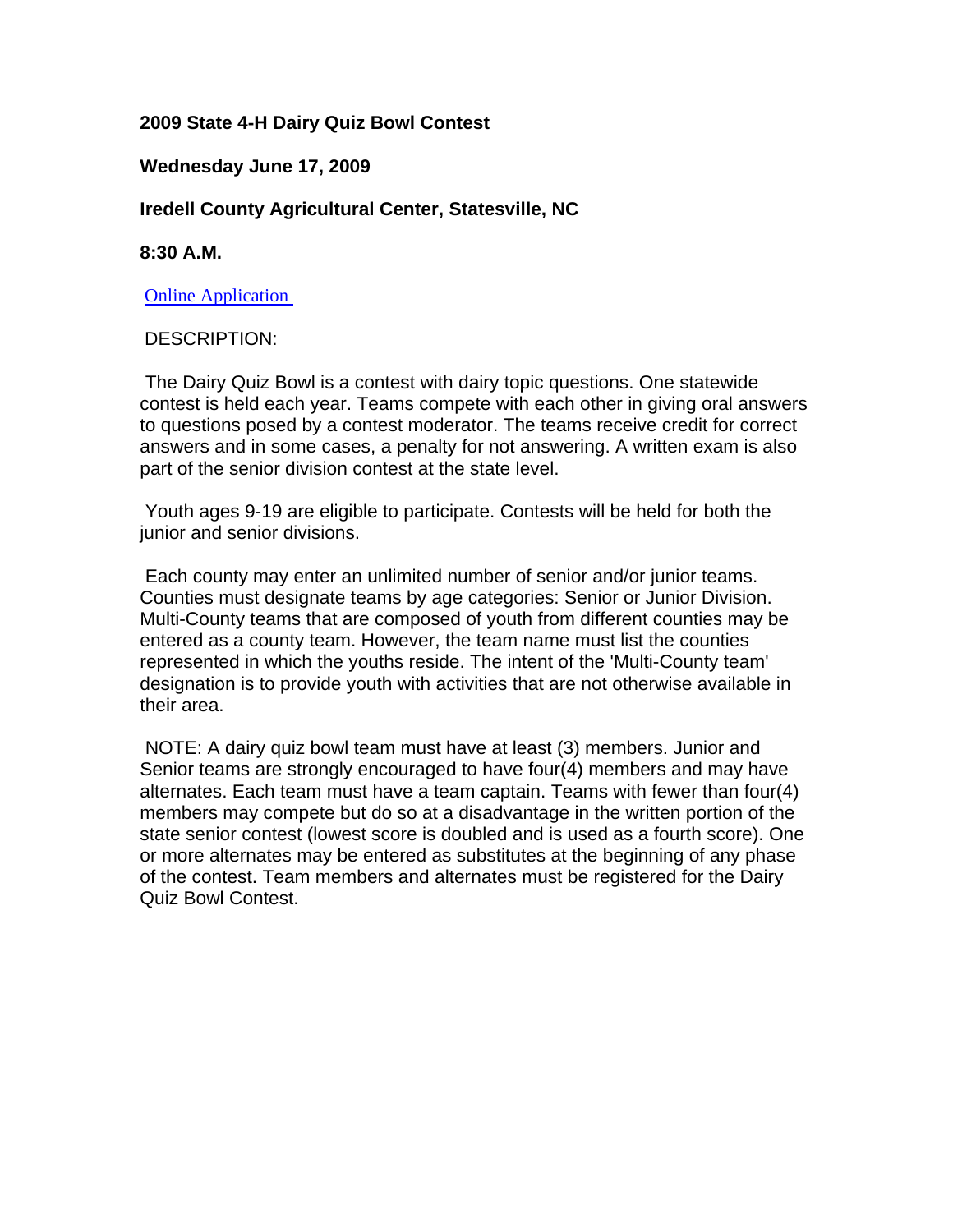**2009 State 4-H Dairy Quiz Bowl Contest**

**Wednesday June 17, 2009**

**Iredell County Agricultural Center, Statesville, NC**

**8:30 A.M.**

[Online Application](#)

DESCRIPTION:

The Dairy Quiz Bowl is a contest with dairy topic questions. One statewide contest is held each year. Teams compete with each other in giving oral answers to questions posed by a contest moderator. The teams receive credit for correct answers and in some cases, a penalty for not answering. A written exam is also part of the senior division contest at the state level.

Youth ages 9-19 are eligible to participate. Contests will be held for both the junior and senior divisions.

Each county may enter an unlimited number of senior and/or junior teams. Counties must designate teams by age categories: Senior or Junior Division. Multi-County teams that are composed of youth from different counties may be entered as a county team. However, the team name must list the counties represented in which the youths reside. The intent of the 'Multi-County team' designation is to provide youth with activities that are not otherwise available in their area.

NOTE: A dairy quiz bowl team must have at least (3) members. Junior and Senior teams are strongly encouraged to have four(4) members and may have alternates. Each team must have a team captain. Teams with fewer than four(4) members may compete but do so at a disadvantage in the written portion of the state senior contest (lowest score is doubled and is used as a fourth score). One or more alternates may be entered as substitutes at the beginning of any phase of the contest. Team members and alternates must be registered for the Dairy Quiz Bowl Contest.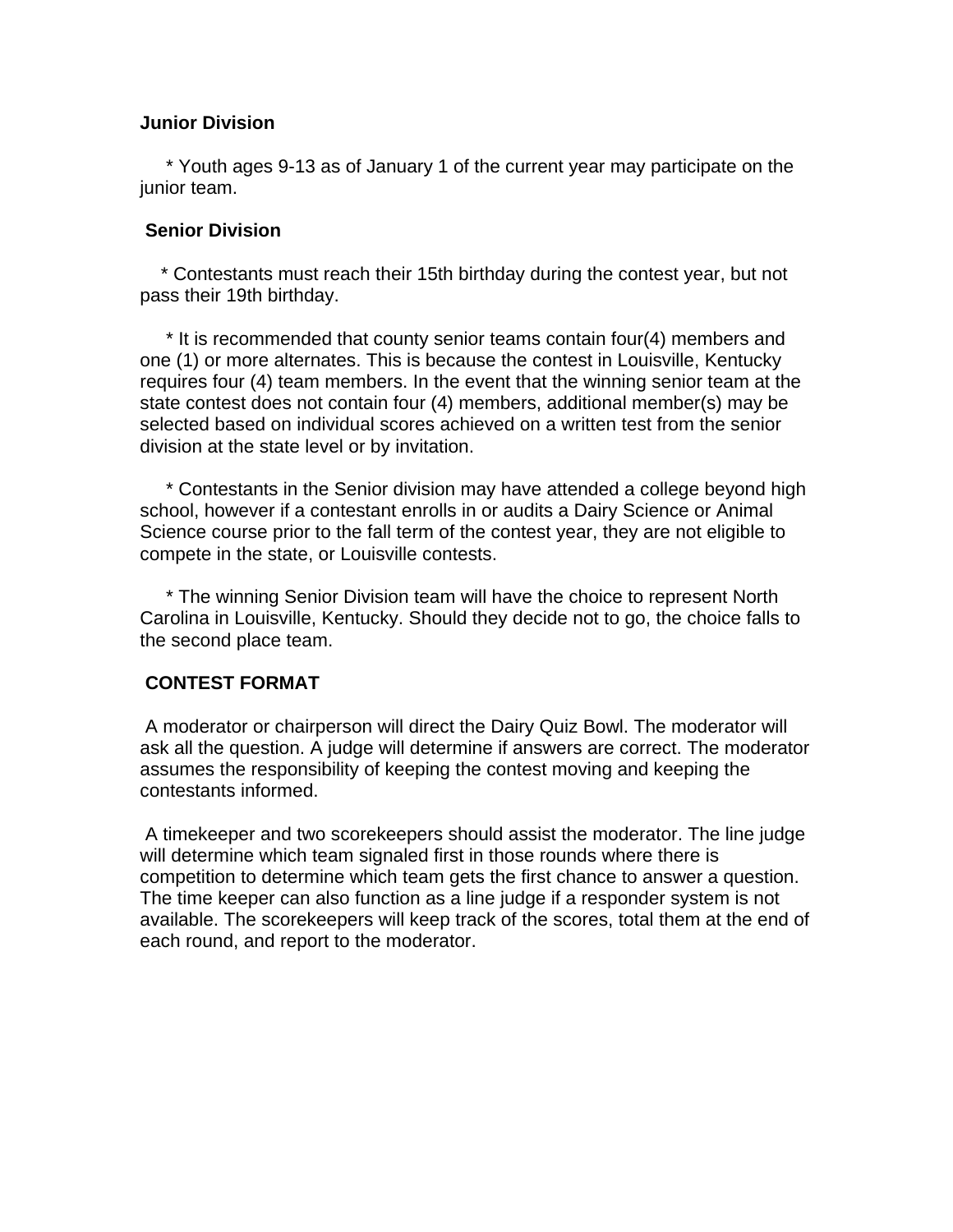**Junior Division**

* Youth ages 9-13 as of January 1 of the current year may participate on the junior team.

**Senior Division**

* Contestants must reach their 15th birthday during the contest year, but not pass their 19th birthday.

* It is recommended that county senior teams contain four(4) members and one (1) or more alternates. This is because the contest in Louisville, Kentucky requires four (4) team members. In the event that the winning senior team at the state contest does not contain four (4) members, additional member(s) may be selected based on individual scores achieved on a written test from the senior division at the state level or by invitation.

* Contestants in the Senior division may have attended a college beyond high school, however if a contestant enrolls in or audits a Dairy Science or Animal Science course prior to the fall term of the contest year, they are not eligible to compete in the state, or Louisville contests.

* The winning Senior Division team will have the choice to represent North Carolina in Louisville, Kentucky. Should they decide not to go, the choice falls to the second place team.

**CONTEST FORMAT**

A moderator or chairperson will direct the Dairy Quiz Bowl. The moderator will ask all the question. A judge will determine if answers are correct. The moderator assumes the responsibility of keeping the contest moving and keeping the contestants informed.

A timekeeper and two scorekeepers should assist the moderator. The line judge will determine which team signaled first in those rounds where there is competition to determine which team gets the first chance to answer a question. The time keeper can also function as a line judge if a responder system is not available. The scorekeepers will keep track of the scores, total them at the end of each round, and report to the moderator.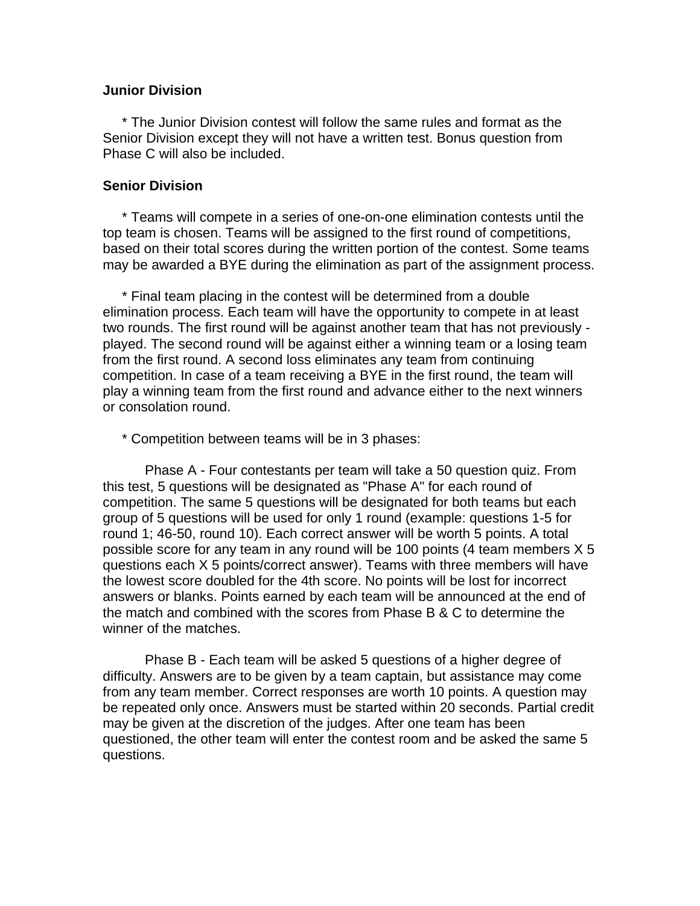**Junior Division**

* The Junior Division contest will follow the same rules and format as the Senior Division except they will not have a written test. Bonus question from Phase C will also be included.

**Senior Division**

* Teams will compete in a series of one-on-one elimination contests until the top team is chosen. Teams will be assigned to the first round of competitions, based on their total scores during the written portion of the contest. Some teams may be awarded a BYE during the elimination as part of the assignment process.

* Final team placing in the contest will be determined from a double elimination process. Each team will have the opportunity to compete in at least two rounds. The first round will be against another team that has not previously - played. The second round will be against either a winning team or a losing team from the first round. A second loss eliminates any team from continuing competition. In case of a team receiving a BYE in the first round, the team will play a winning team from the first round and advance either to the next winners or consolation round.

* Competition between teams will be in 3 phases:

Phase A - Four contestants per team will take a 50 question quiz. From this test, 5 questions will be designated as "Phase A" for each round of competition. The same 5 questions will be designated for both teams but each group of 5 questions will be used for only 1 round (example: questions 1-5 for round 1; 46-50, round 10). Each correct answer will be worth 5 points. A total possible score for any team in any round will be 100 points (4 team members X 5 questions each X 5 points/correct answer). Teams with three members will have the lowest score doubled for the 4th score. No points will be lost for incorrect answers or blanks. Points earned by each team will be announced at the end of the match and combined with the scores from Phase B & C to determine the winner of the matches.

Phase B - Each team will be asked 5 questions of a higher degree of difficulty. Answers are to be given by a team captain, but assistance may come from any team member. Correct responses are worth 10 points. A question may be repeated only once. Answers must be started within 20 seconds. Partial credit may be given at the discretion of the judges. After one team has been questioned, the other team will enter the contest room and be asked the same 5 questions.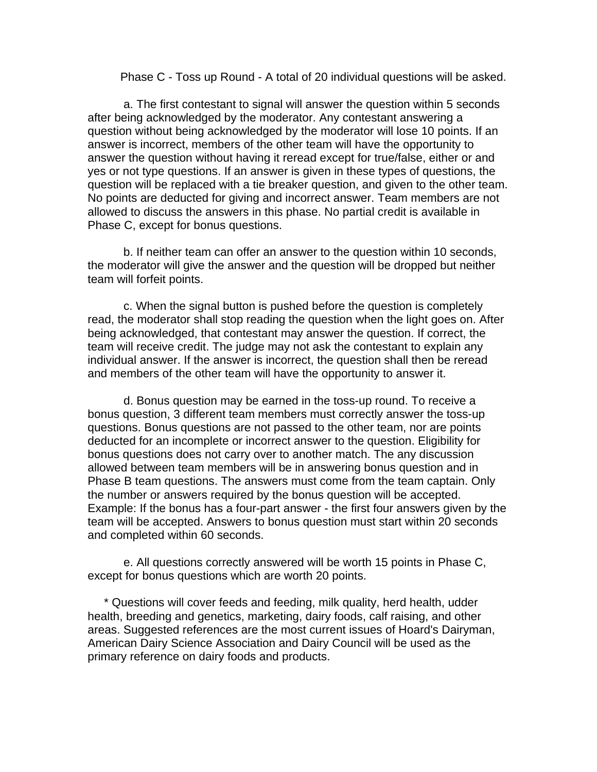Phase C - Toss up Round - A total of 20 individual questions will be asked.

a. The first contestant to signal will answer the question within 5 seconds after being acknowledged by the moderator. Any contestant answering a question without being acknowledged by the moderator will lose 10 points. If an answer is incorrect, members of the other team will have the opportunity to answer the question without having it reread except for true/false, either or and yes or not type questions. If an answer is given in these types of questions, the question will be replaced with a tie breaker question, and given to the other team. No points are deducted for giving and incorrect answer. Team members are not allowed to discuss the answers in this phase. No partial credit is available in Phase C, except for bonus questions.

b. If neither team can offer an answer to the question within 10 seconds, the moderator will give the answer and the question will be dropped but neither team will forfeit points.

c. When the signal button is pushed before the question is completely read, the moderator shall stop reading the question when the light goes on. After being acknowledged, that contestant may answer the question. If correct, the team will receive credit. The judge may not ask the contestant to explain any individual answer. If the answer is incorrect, the question shall then be reread and members of the other team will have the opportunity to answer it.

d. Bonus question may be earned in the toss-up round. To receive a bonus question, 3 different team members must correctly answer the toss-up questions. Bonus questions are not passed to the other team, nor are points deducted for an incomplete or incorrect answer to the question. Eligibility for bonus questions does not carry over to another match. The any discussion allowed between team members will be in answering bonus question and in Phase B team questions. The answers must come from the team captain. Only the number or answers required by the bonus question will be accepted. Example: If the bonus has a four-part answer - the first four answers given by the team will be accepted. Answers to bonus question must start within 20 seconds and completed within 60 seconds.

e. All questions correctly answered will be worth 15 points in Phase C, except for bonus questions which are worth 20 points.

* Questions will cover feeds and feeding, milk quality, herd health, udder health, breeding and genetics, marketing, dairy foods, calf raising, and other areas. Suggested references are the most current issues of Hoard's Dairyman, American Dairy Science Association and Dairy Council will be used as the primary reference on dairy foods and products.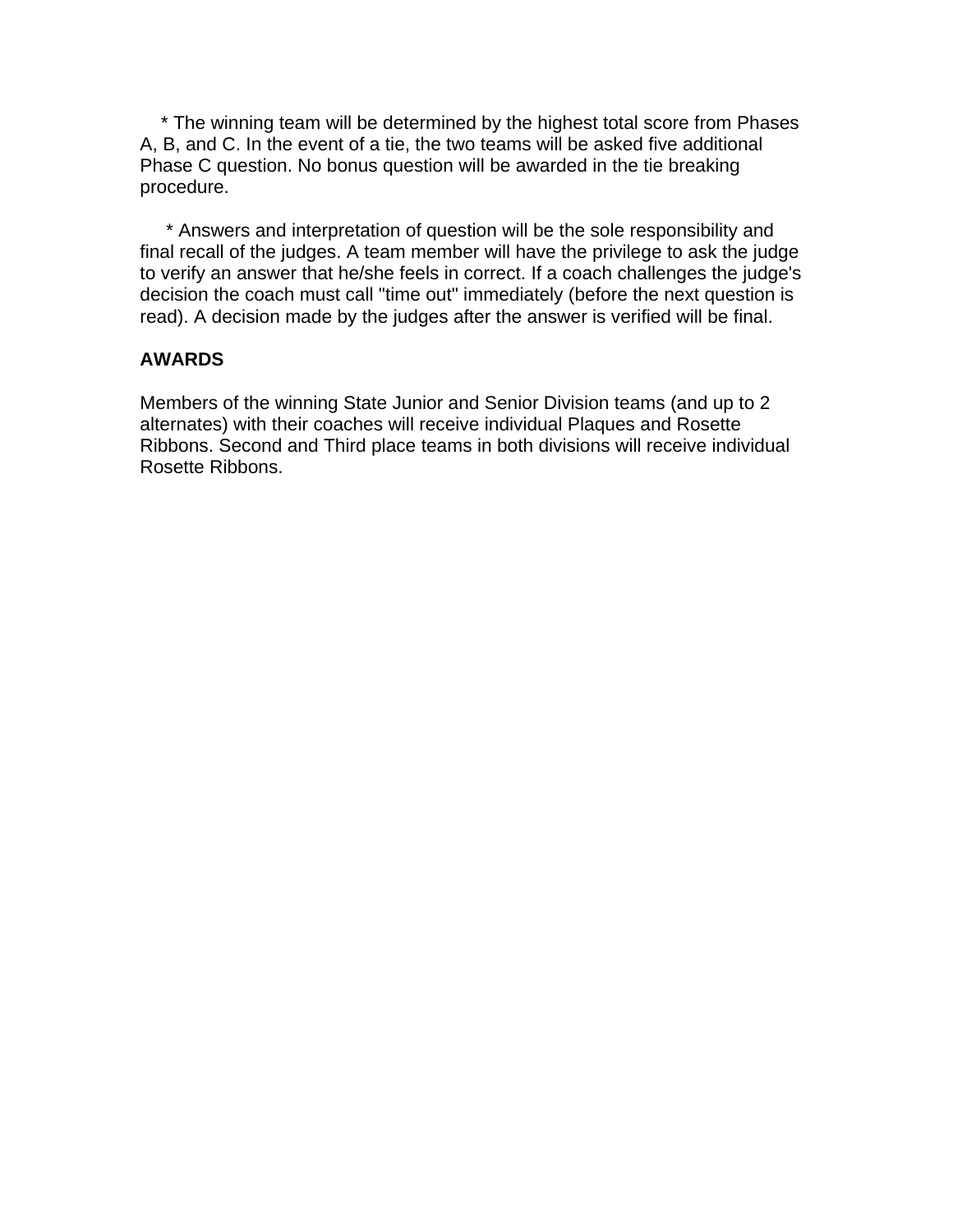* The winning team will be determined by the highest total score from Phases A, B, and C. In the event of a tie, the two teams will be asked five additional Phase C question. No bonus question will be awarded in the tie breaking procedure.

* Answers and interpretation of question will be the sole responsibility and final recall of the judges. A team member will have the privilege to ask the judge to verify an answer that he/she feels in correct. If a coach challenges the judge's decision the coach must call "time out" immediately (before the next question is read). A decision made by the judges after the answer is verified will be final.

**AWARDS**

Members of the winning State Junior and Senior Division teams (and up to 2 alternates) with their coaches will receive individual Plaques and Rosette Ribbons. Second and Third place teams in both divisions will receive individual Rosette Ribbons.